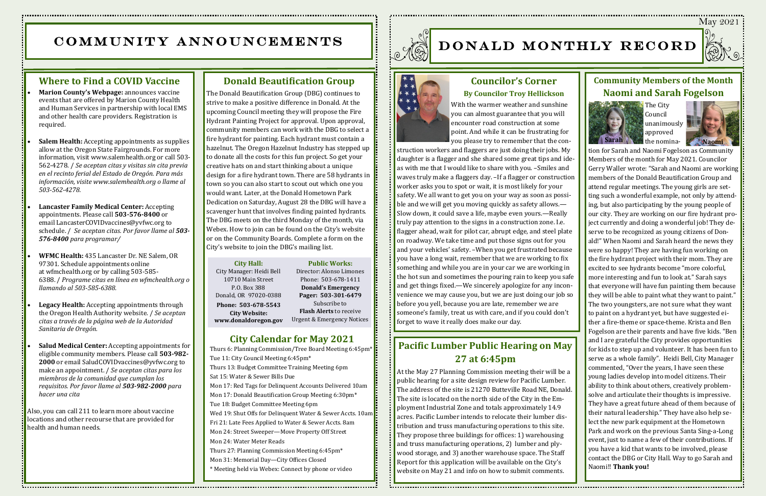# Community Announcements

## Where to Find a COVID Vaccine

- **Marion County's Webpage:** announces vaccine events that are offered by Marion County Health and Human Services in partnership with local EMS and other health care providers. Registration is required.
- **Salem Health:** Accepting appointments as supplies allow at the Oregon State Fairgrounds. For more information, visit www.salemhealth.org or call 503-562-4278. / *Se aceptan citas y visitas sin cita previa en el recinto ferial del Estado de Oregón. Para más información, visite www.salemhealth.org o llame al 503-562-4278.*
- **Lancaster Family Medical Center:** Accepting appointments. Please call **503-576-8400** or email LancasterCOVIDvaccines@yvfwc.org to schedule. / *Se aceptan citas. Por favor llame al **503-576-8400** para programar/*
- **WFMC Health:** 435 Lancaster Dr. NE Salem, OR 97301. Schedule appointments online at wfmchealth.org or by calling 503-585-6388. / *Programe citas en línea en wfmchealth.org o llamando al 503-585-6388.*
- **Legacy Health:** Accepting appointments through the Oregon Health Authority website. / *Se aceptan citas a través de la página web de la Autoridad Sanitaria de Oregón.*
- **Salud Medical Center:** Accepting appointments for eligible community members. Please call **503-982-2000** or email SaludCOVIDvaccines@yvfwc.org to make an appointment. / *Se aceptan citas para los miembros de la comunidad que cumplan los requisitos. Por favor llame al **503-982-2000** para hacer una cita*

Also, you can call 211 to learn more about vaccine locations and other recourse that are provided for health and human needs.

## Donald Beautification Group

The Donald Beautification Group (DBG) continues to strive to make a positive difference in Donald. At the upcoming Council meeting they will propose the Fire Hydrant Painting Project for approval. Upon approval, community members can work with the DBG to select a fire hydrant for painting. Each hydrant must contain a hazelnut. The Oregon Hazelnut Industry has stepped up to donate all the costs for this fun project. So get your creative hats on and start thinking about a unique design for a fire hydrant town. There are 58 hydrants in town so you can also start to scout out which one you would want. Later, at the Donald Hometown Park Dedication on Saturday, August 28 the DBG will have a scavenger hunt that involves finding painted hydrants. The DBG meets on the third Monday of the month, via Webex. How to join can be found on the City's website or on the Community Boards. Complete a form on the City's website to join the DBG's mailing list.

**City Hall:**
City Manager: Heidi Bell
10710 Main Street
P.O. Box 388
Donald, OR 97020-0388
**Phone: 503-678-5543**
**City Website:**
**www.donaldoregon.gov**

**Public Works:**
Director: Alonso Limones
Phone: 503-678-1411
**Donald's Emergency Pager: 503-301-6479**
Subscribe to
**Flash Alerts** to receive Urgent & Emergency Notices

## City Calendar for May 2021

Thurs 6: Planning Commission/Tree Board Meeting 6:45pm*
Tue 11: City Council Meeting 6:45pm*
Thurs 13: Budget Committee Training Meeting 6pm
Sat 15: Water & Sewer Bills Due
Mon 17: Red Tags for Delinquent Accounts Delivered 10am
Mon 17: Donald Beautification Group Meeting 6:30pm*
Tue 18: Budget Committee Meeting 6pm
Wed 19: Shut Offs for Delinquent Water & Sewer Accts. 10am
Fri 21: Late Fees Applied to Water & Sewer Accts. 8am
Mon 24: Street Sweeper—Move Property Off Street
Mon 24: Water Meter Reads
Thurs 27: Planning Commission Meeting 6:45pm*
Mon 31: Memorial Day—City Offices Closed
\* Meeting held via Webex: Connect by phone or video

# Donald Monthly Record

May 2021

## Councilor's Corner

### By Councilor Troy Hellickson

With the warmer weather and sunshine you can almost guarantee that you will encounter road construction at some point. And while it can be frustrating for you please try to remember that the construction workers and flaggers are just doing their jobs. My daughter is a flagger and she shared some great tips and ideas with me that I would like to share with you. –Smiles and waves truly make a flaggers day. –If a flagger or construction worker asks you to spot or wait, it is most likely for your safety. We all want to get you on your way as soon as possible and we will get you moving quickly as safety allows.— Slow down, it could save a life, maybe even yours.—Really truly pay attention to the signs in a construction zone. I.e. flagger ahead, wait for pilot car, abrupt edge, and steel plate on roadway. We take time and put those signs out for you and your vehicles' safety. –When you get frustrated because you have a long wait, remember that we are working to fix something and while you are in your car we are working in the hot sun and sometimes the pouring rain to keep you safe and get things fixed.—We sincerely apologize for any inconvenience we may cause you, but we are just doing our job so before you yell, because you are late, remember we are someone's family, treat us with care, and if you could don't forget to wave it really does make our day.

## Pacific Lumber Public Hearing on May 27 at 6:45pm

At the May 27 Planning Commission meeting their will be a public hearing for a site design review for Pacific Lumber. The address of the site is 21270 Butteville Road NE, Donald. The site is located on the north side of the City in the Employment Industrial Zone and totals approximately 14.9 acres. Pacific Lumber intends to relocate their lumber distribution and truss manufacturing operations to this site. They propose three buildings for offices: 1) warehousing and truss manufacturing operations, 2) lumber and plywood storage, and 3) another warehouse space. The Staff Report for this application will be available on the City's website on May 21 and info on how to submit comments.

## Community Members of the Month Naomi and Sarah Fogelson

Sarah | Naomi

The City Council unanimously approved the nomination for Sarah and Naomi Fogelson as Community Members of the month for May 2021. Councilor Gerry Waller wrote: "Sarah and Naomi are working members of the Donald Beautification Group and attend regular meetings. The young girls are setting such a wonderful example, not only by attending, but also participating by the young people of our city. They are working on our fire hydrant project currently and doing a wonderful job! They deserve to be recognized as young citizens of Donald!" When Naomi and Sarah heard the news they were so happy! They are having fun working on the fire hydrant project with their mom. They are excited to see hydrants become "more colorful, more interesting and fun to look at." Sarah says that everyone will have fun painting them because they will be able to paint what they want to paint." The two youngsters, are not sure what they want to paint on a hydrant yet, but have suggested either a fire-theme or space-theme. Krista and Ben Fogelson are their parents and have five kids. "Ben and I are grateful the City provides opportunities for kids to step up and volunteer. It has been fun to serve as a whole family". Heidi Bell, City Manager commented, "Over the years, I have seen these young ladies develop into model citizens. Their ability to think about others, creatively problem-solve and articulate their thoughts is impressive. They have a great future ahead of them because of their natural leadership." They have also help select the new park equipment at the Hometown Park and work on the previous Santa Sing-a-Long event, just to name a few of their contributions. If you have a kid that wants to be involved, please contact the DBG or City Hall. Way to go Sarah and Naomi!! **Thank you!**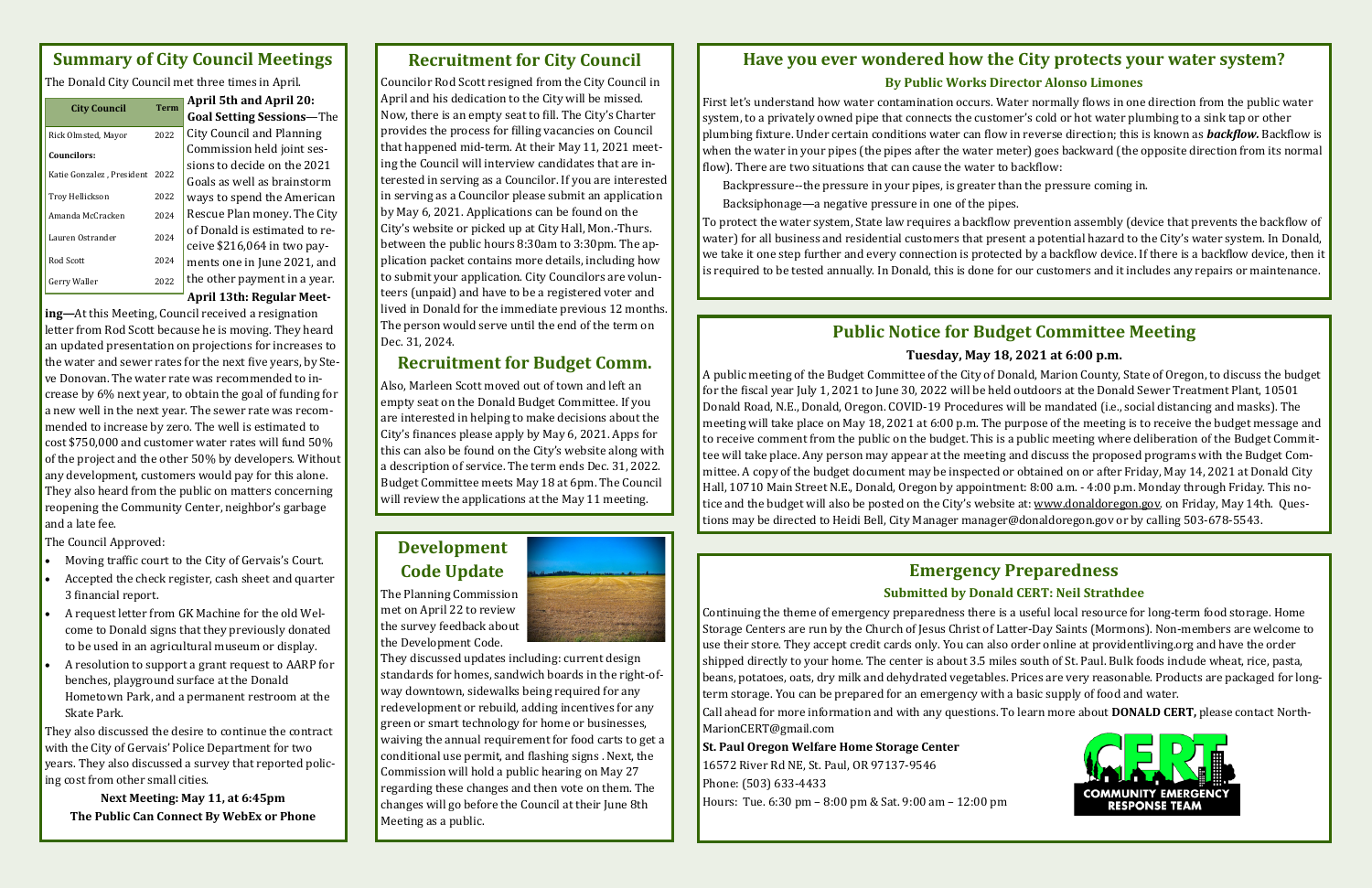## Summary of City Council Meetings

The Donald City Council met three times in April.

| City Council | Term |
|---|---|
| Rick Olmsted, Mayor | 2022 |
| **Councilors:** | |
| Katie Gonzalez , President | 2022 |
| Troy Hellickson | 2022 |
| Amanda McCracken | 2024 |
| Lauren Ostrander | 2024 |
| Rod Scott | 2024 |
| Gerry Waller | 2022 |

**April 5th and April 20: Goal Setting Sessions**—The City Council and Planning Commission held joint sessions to decide on the 2021 Goals as well as brainstorm ways to spend the American Rescue Plan money. The City of Donald is estimated to receive $216,064 in two payments one in June 2021, and the other payment in a year.

**April 13th: Regular Meeting—**At this Meeting, Council received a resignation letter from Rod Scott because he is moving. They heard an updated presentation on projections for increases to the water and sewer rates for the next five years, by Steve Donovan. The water rate was recommended to increase by 6% next year, to obtain the goal of funding for a new well in the next year. The sewer rate was recommended to increase by zero. The well is estimated to cost $750,000 and customer water rates will fund 50% of the project and the other 50% by developers. Without any development, customers would pay for this alone. They also heard from the public on matters concerning reopening the Community Center, neighbor's garbage and a late fee.

The Council Approved:

- Moving traffic court to the City of Gervais's Court.
- Accepted the check register, cash sheet and quarter 3 financial report.
- A request letter from GK Machine for the old Welcome to Donald signs that they previously donated to be used in an agricultural museum or display.
- A resolution to support a grant request to AARP for benches, playground surface at the Donald Hometown Park, and a permanent restroom at the Skate Park.

They also discussed the desire to continue the contract with the City of Gervais' Police Department for two years. They also discussed a survey that reported policing cost from other small cities.

**Next Meeting: May 11, at 6:45pm**
**The Public Can Connect By WebEx or Phone**

## Recruitment for City Council

Councilor Rod Scott resigned from the City Council in April and his dedication to the City will be missed. Now, there is an empty seat to fill. The City's Charter provides the process for filling vacancies on Council that happened mid-term. At their May 11, 2021 meeting the Council will interview candidates that are interested in serving as a Councilor. If you are interested in serving as a Councilor please submit an application by May 6, 2021. Applications can be found on the City's website or picked up at City Hall, Mon.-Thurs. between the public hours 8:30am to 3:30pm. The application packet contains more details, including how to submit your application. City Councilors are volunteers (unpaid) and have to be a registered voter and lived in Donald for the immediate previous 12 months. The person would serve until the end of the term on Dec. 31, 2024.

## Recruitment for Budget Comm.

Also, Marleen Scott moved out of town and left an empty seat on the Donald Budget Committee. If you are interested in helping to make decisions about the City's finances please apply by May 6, 2021. Apps for this can also be found on the City's website along with a description of service. The term ends Dec. 31, 2022. Budget Committee meets May 18 at 6pm. The Council will review the applications at the May 11 meeting.

## Development Code Update

The Planning Commission met on April 22 to review the survey feedback about the Development Code. They discussed updates including: current design standards for homes, sandwich boards in the right-of-way downtown, sidewalks being required for any redevelopment or rebuild, adding incentives for any green or smart technology for home or businesses, waiving the annual requirement for food carts to get a conditional use permit, and flashing signs . Next, the Commission will hold a public hearing on May 27 regarding these changes and then vote on them. The changes will go before the Council at their June 8th Meeting as a public.

## Have you ever wondered how the City protects your water system?

### By Public Works Director Alonso Limones

First let's understand how water contamination occurs. Water normally flows in one direction from the public water system, to a privately owned pipe that connects the customer's cold or hot water plumbing to a sink tap or other plumbing fixture. Under certain conditions water can flow in reverse direction; this is known as ***backflow.*** Backflow is when the water in your pipes (the pipes after the water meter) goes backward (the opposite direction from its normal flow). There are two situations that can cause the water to backflow:

Backpressure--the pressure in your pipes, is greater than the pressure coming in.

Backsiphonage—a negative pressure in one of the pipes.

To protect the water system, State law requires a backflow prevention assembly (device that prevents the backflow of water) for all business and residential customers that present a potential hazard to the City's water system. In Donald, we take it one step further and every connection is protected by a backflow device. If there is a backflow device, then it is required to be tested annually. In Donald, this is done for our customers and it includes any repairs or maintenance.

## Public Notice for Budget Committee Meeting

### Tuesday, May 18, 2021 at 6:00 p.m.

A public meeting of the Budget Committee of the City of Donald, Marion County, State of Oregon, to discuss the budget for the fiscal year July 1, 2021 to June 30, 2022 will be held outdoors at the Donald Sewer Treatment Plant, 10501 Donald Road, N.E., Donald, Oregon. COVID-19 Procedures will be mandated (i.e., social distancing and masks). The meeting will take place on May 18, 2021 at 6:00 p.m. The purpose of the meeting is to receive the budget message and to receive comment from the public on the budget. This is a public meeting where deliberation of the Budget Committee will take place. Any person may appear at the meeting and discuss the proposed programs with the Budget Committee. A copy of the budget document may be inspected or obtained on or after Friday, May 14, 2021 at Donald City Hall, 10710 Main Street N.E., Donald, Oregon by appointment: 8:00 a.m. - 4:00 p.m. Monday through Friday. This notice and the budget will also be posted on the City's website at: www.donaldoregon.gov. on Friday, May 14th. Questions may be directed to Heidi Bell, City Manager manager@donaldoregon.gov or by calling 503-678-5543.

## Emergency Preparedness

### Submitted by Donald CERT: Neil Strathdee

Continuing the theme of emergency preparedness there is a useful local resource for long-term food storage. Home Storage Centers are run by the Church of Jesus Christ of Latter-Day Saints (Mormons). Non-members are welcome to use their store. They accept credit cards only. You can also order online at providentliving.org and have the order shipped directly to your home. The center is about 3.5 miles south of St. Paul. Bulk foods include wheat, rice, pasta, beans, potatoes, oats, dry milk and dehydrated vegetables. Prices are very reasonable. Products are packaged for long-term storage. You can be prepared for an emergency with a basic supply of food and water.

Call ahead for more information and with any questions. To learn more about **DONALD CERT,** please contact NorthMarionCERT@gmail.com

**St. Paul Oregon Welfare Home Storage Center**
16572 River Rd NE, St. Paul, OR 97137-9546
Phone: (503) 633-4433
Hours: Tue. 6:30 pm – 8:00 pm & Sat. 9:00 am – 12:00 pm

CERT
COMMUNITY EMERGENCY RESPONSE TEAM